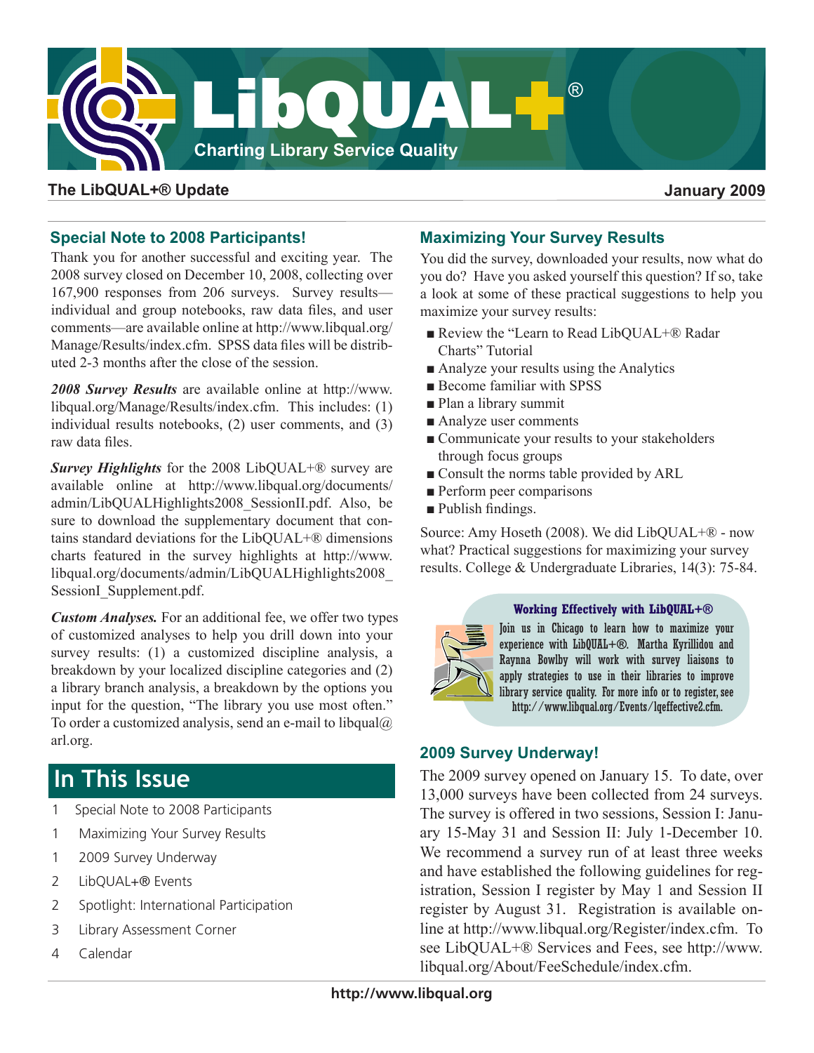# LibQUAL+®

Charting Library Service Quality

**The LibQUAL+® Update** — **January 2009**

## Special Note to 2008 Participants!

Thank you for another successful and exciting year. The 2008 survey closed on December 10, 2008, collecting over 167,900 responses from 206 surveys. Survey results—individual and group notebooks, raw data files, and user comments—are available online at http://www.libqual.org/Manage/Results/index.cfm. SPSS data files will be distributed 2-3 months after the close of the session.

***2008 Survey Results*** are available online at http://www.libqual.org/Manage/Results/index.cfm. This includes: (1) individual results notebooks, (2) user comments, and (3) raw data files.

***Survey Highlights*** for the 2008 LibQUAL+® survey are available online at http://www.libqual.org/documents/admin/LibQUALHighlights2008_SessionII.pdf. Also, be sure to download the supplementary document that contains standard deviations for the LibQUAL+® dimensions charts featured in the survey highlights at http://www.libqual.org/documents/admin/LibQUALHighlights2008_SessionI_Supplement.pdf.

***Custom Analyses.*** For an additional fee, we offer two types of customized analyses to help you drill down into your survey results: (1) a customized discipline analysis, a breakdown by your localized discipline categories and (2) a library branch analysis, a breakdown by the options you input for the question, "The library you use most often." To order a customized analysis, send an e-mail to libqual@arl.org.

## In This Issue

1 Special Note to 2008 Participants
1 Maximizing Your Survey Results
1 2009 Survey Underway
2 LibQUAL+® Events
2 Spotlight: International Participation
3 Library Assessment Corner
4 Calendar

## Maximizing Your Survey Results

You did the survey, downloaded your results, now what do you do? Have you asked yourself this question? If so, take a look at some of these practical suggestions to help you maximize your survey results:

- Review the "Learn to Read LibQUAL+® Radar Charts" Tutorial
- Analyze your results using the Analytics
- Become familiar with SPSS
- Plan a library summit
- Analyze user comments
- Communicate your results to your stakeholders through focus groups
- Consult the norms table provided by ARL
- Perform peer comparisons
- Publish findings.

Source: Amy Hoseth (2008). We did LibQUAL+® - now what? Practical suggestions for maximizing your survey results. College & Undergraduate Libraries, 14(3): 75-84.

**Working Effectively with LibQUAL+®**

Join us in Chicago to learn how to maximize your experience with LibQUAL+®. Martha Kyrillidou and Raynna Bowlby will work with survey liaisons to apply strategies to use in their libraries to improve library service quality. For more info or to register, see http://www.libqual.org/Events/lqeffective2.cfm.

## 2009 Survey Underway!

The 2009 survey opened on January 15. To date, over 13,000 surveys have been collected from 24 surveys. The survey is offered in two sessions, Session I: January 15-May 31 and Session II: July 1-December 10. We recommend a survey run of at least three weeks and have established the following guidelines for registration, Session I register by May 1 and Session II register by August 31. Registration is available online at http://www.libqual.org/Register/index.cfm. To see LibQUAL+® Services and Fees, see http://www.libqual.org/About/FeeSchedule/index.cfm.

http://www.libqual.org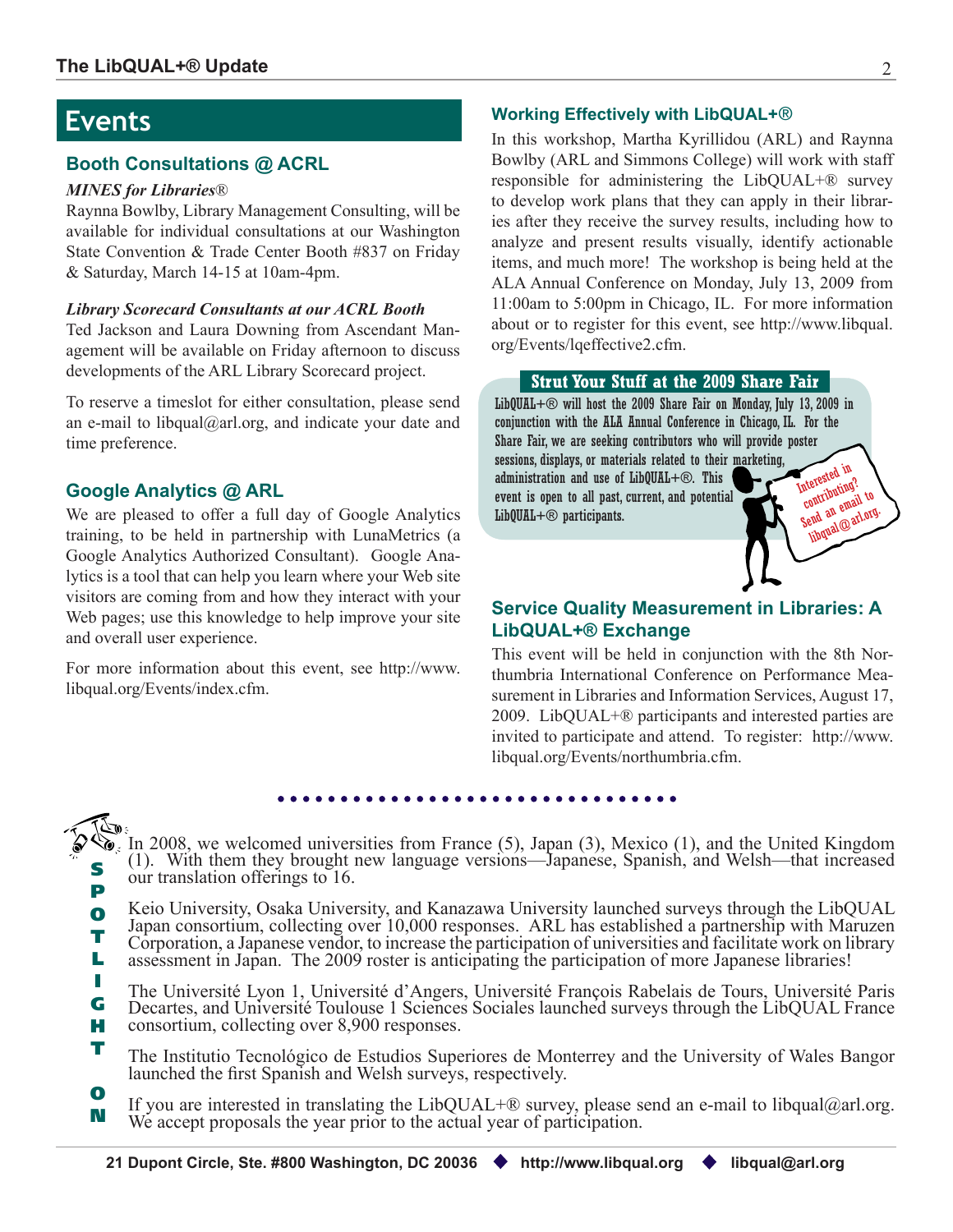# Events

## Booth Consultations @ ACRL

***MINES for Libraries®***

Raynna Bowlby, Library Management Consulting, will be available for individual consultations at our Washington State Convention & Trade Center Booth #837 on Friday & Saturday, March 14-15 at 10am-4pm.

***Library Scorecard Consultants at our ACRL Booth***

Ted Jackson and Laura Downing from Ascendant Management will be available on Friday afternoon to discuss developments of the ARL Library Scorecard project.

To reserve a timeslot for either consultation, please send an e-mail to libqual@arl.org, and indicate your date and time preference.

## Google Analytics @ ARL

We are pleased to offer a full day of Google Analytics training, to be held in partnership with LunaMetrics (a Google Analytics Authorized Consultant). Google Analytics is a tool that can help you learn where your Web site visitors are coming from and how they interact with your Web pages; use this knowledge to help improve your site and overall user experience.

For more information about this event, see http://www.libqual.org/Events/index.cfm.

## Working Effectively with LibQUAL+®

In this workshop, Martha Kyrillidou (ARL) and Raynna Bowlby (ARL and Simmons College) will work with staff responsible for administering the LibQUAL+® survey to develop work plans that they can apply in their libraries after they receive the survey results, including how to analyze and present results visually, identify actionable items, and much more! The workshop is being held at the ALA Annual Conference on Monday, July 13, 2009 from 11:00am to 5:00pm in Chicago, IL. For more information about or to register for this event, see http://www.libqual.org/Events/lqeffective2.cfm.

### Strut Your Stuff at the 2009 Share Fair

LibQUAL+® will host the 2009 Share Fair on Monday, July 13, 2009 in conjunction with the ALA Annual Conference in Chicago, IL. For the Share Fair, we are seeking contributors who will provide poster sessions, displays, or materials related to their marketing, administration and use of LibQUAL+®. This event is open to all past, current, and potential LibQUAL+® participants.

Interested in contributing? Send an email to libqual@arl.org.

## Service Quality Measurement in Libraries: A LibQUAL+® Exchange

This event will be held in conjunction with the 8th Northumbria International Conference on Performance Measurement in Libraries and Information Services, August 17, 2009. LibQUAL+® participants and interested parties are invited to participate and attend. To register: http://www.libqual.org/Events/northumbria.cfm.

## SPOTLIGHT ON

In 2008, we welcomed universities from France (5), Japan (3), Mexico (1), and the United Kingdom (1). With them they brought new language versions—Japanese, Spanish, and Welsh—that increased our translation offerings to 16.

Keio University, Osaka University, and Kanazawa University launched surveys through the LibQUAL Japan consortium, collecting over 10,000 responses. ARL has established a partnership with Maruzen Corporation, a Japanese vendor, to increase the participation of universities and facilitate work on library assessment in Japan. The 2009 roster is anticipating the participation of more Japanese libraries!

The Université Lyon 1, Université d'Angers, Université François Rabelais de Tours, Université Paris Decartes, and Université Toulouse 1 Sciences Sociales launched surveys through the LibQUAL France consortium, collecting over 8,900 responses.

The Institutio Tecnológico de Estudios Superiores de Monterrey and the University of Wales Bangor launched the first Spanish and Welsh surveys, respectively.

If you are interested in translating the LibQUAL+® survey, please send an e-mail to libqual@arl.org. We accept proposals the year prior to the actual year of participation.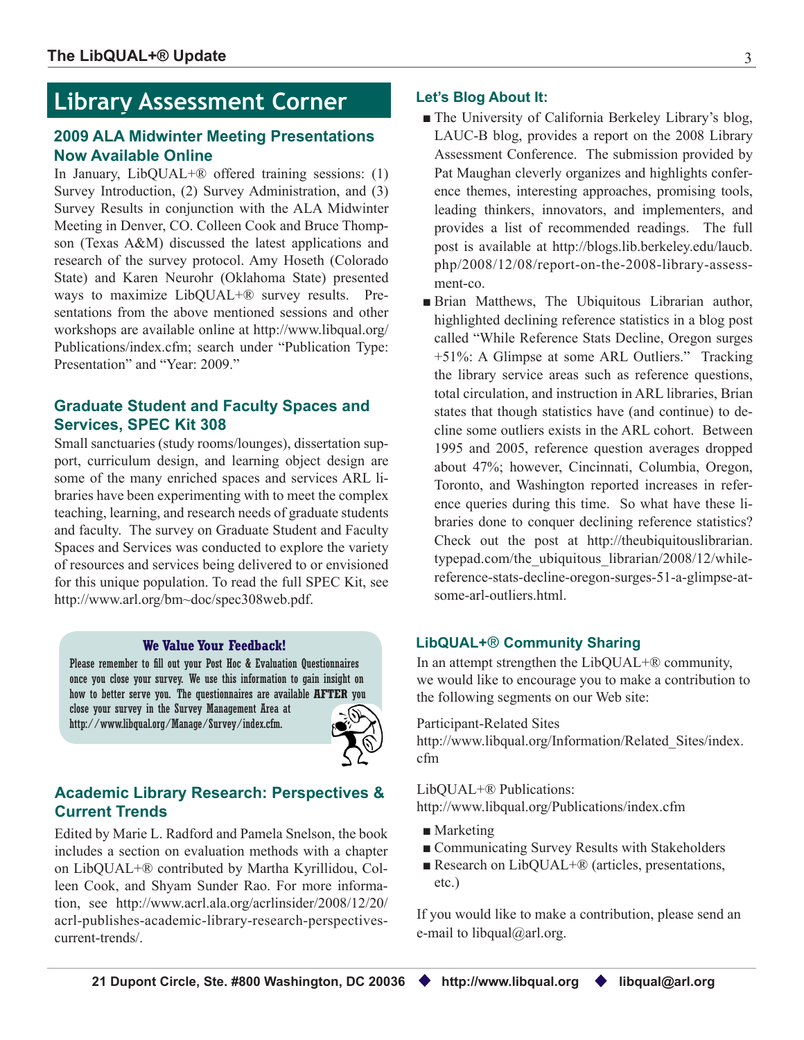# Library Assessment Corner

### 2009 ALA Midwinter Meeting Presentations Now Available Online

In January, LibQUAL+® offered training sessions: (1) Survey Introduction, (2) Survey Administration, and (3) Survey Results in conjunction with the ALA Midwinter Meeting in Denver, CO. Colleen Cook and Bruce Thompson (Texas A&M) discussed the latest applications and research of the survey protocol. Amy Hoseth (Colorado State) and Karen Neurohr (Oklahoma State) presented ways to maximize LibQUAL+® survey results. Presentations from the above mentioned sessions and other workshops are available online at http://www.libqual.org/Publications/index.cfm; search under "Publication Type: Presentation" and "Year: 2009."

### Graduate Student and Faculty Spaces and Services, SPEC Kit 308

Small sanctuaries (study rooms/lounges), dissertation support, curriculum design, and learning object design are some of the many enriched spaces and services ARL libraries have been experimenting with to meet the complex teaching, learning, and research needs of graduate students and faculty. The survey on Graduate Student and Faculty Spaces and Services was conducted to explore the variety of resources and services being delivered to or envisioned for this unique population. To read the full SPEC Kit, see http://www.arl.org/bm~doc/spec308web.pdf.

**We Value Your Feedback!**

Please remember to fill out your Post Hoc & Evaluation Questionnaires once you close your survey. We use this information to gain insight on how to better serve you. The questionnaires are available **AFTER** you close your survey in the Survey Management Area at http://www.libqual.org/Manage/Survey/index.cfm.

### Academic Library Research: Perspectives & Current Trends

Edited by Marie L. Radford and Pamela Snelson, the book includes a section on evaluation methods with a chapter on LibQUAL+® contributed by Martha Kyrillidou, Colleen Cook, and Shyam Sunder Rao. For more information, see http://www.acrl.ala.org/acrlinsider/2008/12/20/acrl-publishes-academic-library-research-perspectives-current-trends/.

### Let's Blog About It:

- The University of California Berkeley Library's blog, LAUC-B blog, provides a report on the 2008 Library Assessment Conference. The submission provided by Pat Maughan cleverly organizes and highlights conference themes, interesting approaches, promising tools, leading thinkers, innovators, and implementers, and provides a list of recommended readings. The full post is available at http://blogs.lib.berkeley.edu/laucb.php/2008/12/08/report-on-the-2008-library-assessment-co.
- Brian Matthews, The Ubiquitous Librarian author, highlighted declining reference statistics in a blog post called "While Reference Stats Decline, Oregon surges +51%: A Glimpse at some ARL Outliers." Tracking the library service areas such as reference questions, total circulation, and instruction in ARL libraries, Brian states that though statistics have (and continue) to decline some outliers exists in the ARL cohort. Between 1995 and 2005, reference question averages dropped about 47%; however, Cincinnati, Columbia, Oregon, Toronto, and Washington reported increases in reference queries during this time. So what have these libraries done to conquer declining reference statistics? Check out the post at http://theubiquitouslibrarian.typepad.com/the_ubiquitous_librarian/2008/12/while-reference-stats-decline-oregon-surges-51-a-glimpse-at-some-arl-outliers.html.

### LibQUAL+® Community Sharing

In an attempt strengthen the LibQUAL+® community, we would like to encourage you to make a contribution to the following segments on our Web site:

Participant-Related Sites
http://www.libqual.org/Information/Related_Sites/index.cfm

LibQUAL+® Publications:
http://www.libqual.org/Publications/index.cfm

- Marketing
- Communicating Survey Results with Stakeholders
- Research on LibQUAL+® (articles, presentations, etc.)

If you would like to make a contribution, please send an e-mail to libqual@arl.org.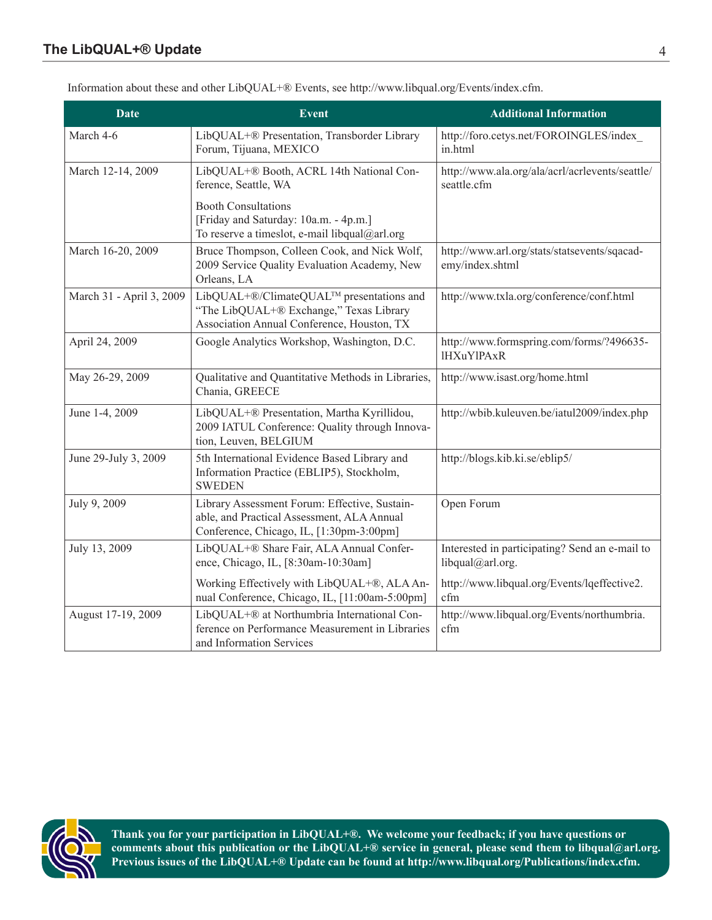Information about these and other LibQUAL+® Events, see http://www.libqual.org/Events/index.cfm.

| Date | Event | Additional Information |
|---|---|---|
| March 4-6 | LibQUAL+® Presentation, Transborder Library Forum, Tijuana, MEXICO | http://foro.cetys.net/FOROINGLES/index_in.html |
| March 12-14, 2009 | LibQUAL+® Booth, ACRL 14th National Conference, Seattle, WA<br><br>Booth Consultations<br>[Friday and Saturday: 10a.m. - 4p.m.]<br>To reserve a timeslot, e-mail libqual@arl.org | http://www.ala.org/ala/acrl/acrlevents/seattle/seattle.cfm |
| March 16-20, 2009 | Bruce Thompson, Colleen Cook, and Nick Wolf, 2009 Service Quality Evaluation Academy, New Orleans, LA | http://www.arl.org/stats/statsevents/sqacademy/index.shtml |
| March 31 - April 3, 2009 | LibQUAL+®/ClimateQUAL™ presentations and "The LibQUAL+® Exchange," Texas Library Association Annual Conference, Houston, TX | http://www.txla.org/conference/conf.html |
| April 24, 2009 | Google Analytics Workshop, Washington, D.C. | http://www.formspring.com/forms/?496635-lHXuYlPAxR |
| May 26-29, 2009 | Qualitative and Quantitative Methods in Libraries, Chania, GREECE | http://www.isast.org/home.html |
| June 1-4, 2009 | LibQUAL+® Presentation, Martha Kyrillidou, 2009 IATUL Conference: Quality through Innovation, Leuven, BELGIUM | http://wbib.kuleuven.be/iatul2009/index.php |
| June 29-July 3, 2009 | 5th International Evidence Based Library and Information Practice (EBLIP5), Stockholm, SWEDEN | http://blogs.kib.ki.se/eblip5/ |
| July 9, 2009 | Library Assessment Forum: Effective, Sustainable, and Practical Assessment, ALA Annual Conference, Chicago, IL, [1:30pm-3:00pm] | Open Forum |
| July 13, 2009 | LibQUAL+® Share Fair, ALA Annual Conference, Chicago, IL, [8:30am-10:30am]<br><br>Working Effectively with LibQUAL+®, ALA Annual Conference, Chicago, IL, [11:00am-5:00pm] | Interested in participating? Send an e-mail to libqual@arl.org.<br><br>http://www.libqual.org/Events/lqeffective2.cfm |
| August 17-19, 2009 | LibQUAL+® at Northumbria International Conference on Performance Measurement in Libraries and Information Services | http://www.libqual.org/Events/northumbria.cfm |

**Thank you for your participation in LibQUAL+®. We welcome your feedback; if you have questions or comments about this publication or the LibQUAL+® service in general, please send them to libqual@arl.org. Previous issues of the LibQUAL+® Update can be found at http://www.libqual.org/Publications/index.cfm.**